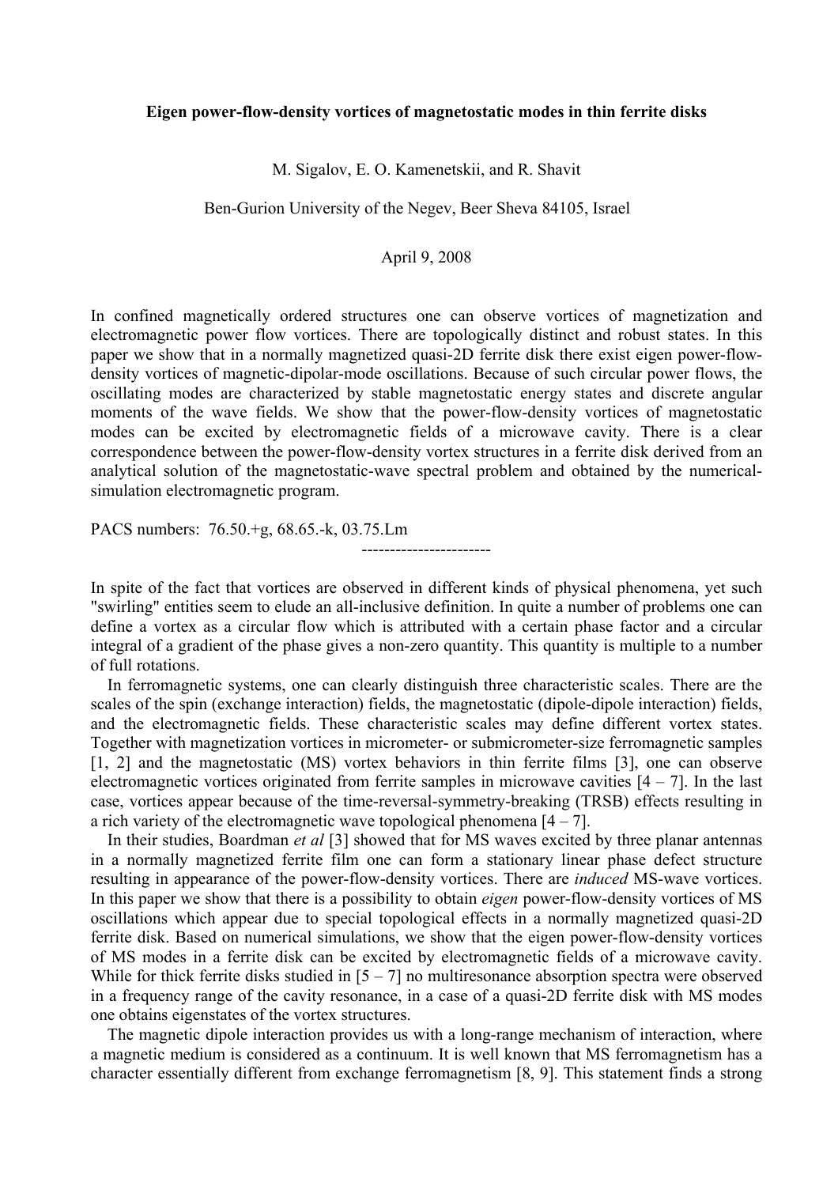**Eigen power-flow-density vortices of magnetostatic modes in thin ferrite disks**

M. Sigalov, E. O. Kamenetskii, and R. Shavit

Ben-Gurion University of the Negev, Beer Sheva 84105, Israel

April 9, 2008

In confined magnetically ordered structures one can observe vortices of magnetization and electromagnetic power flow vortices. There are topologically distinct and robust states. In this paper we show that in a normally magnetized quasi-2D ferrite disk there exist eigen power-flow-density vortices of magnetic-dipolar-mode oscillations. Because of such circular power flows, the oscillating modes are characterized by stable magnetostatic energy states and discrete angular moments of the wave fields. We show that the power-flow-density vortices of magnetostatic modes can be excited by electromagnetic fields of a microwave cavity. There is a clear correspondence between the power-flow-density vortex structures in a ferrite disk derived from an analytical solution of the magnetostatic-wave spectral problem and obtained by the numerical-simulation electromagnetic program.

PACS numbers: 76.50.+g, 68.65.-k, 03.75.Lm

-----------------------

In spite of the fact that vortices are observed in different kinds of physical phenomena, yet such "swirling" entities seem to elude an all-inclusive definition. In quite a number of problems one can define a vortex as a circular flow which is attributed with a certain phase factor and a circular integral of a gradient of the phase gives a non-zero quantity. This quantity is multiple to a number of full rotations.

In ferromagnetic systems, one can clearly distinguish three characteristic scales. There are the scales of the spin (exchange interaction) fields, the magnetostatic (dipole-dipole interaction) fields, and the electromagnetic fields. These characteristic scales may define different vortex states. Together with magnetization vortices in micrometer- or submicrometer-size ferromagnetic samples [1, 2] and the magnetostatic (MS) vortex behaviors in thin ferrite films [3], one can observe electromagnetic vortices originated from ferrite samples in microwave cavities [4 – 7]. In the last case, vortices appear because of the time-reversal-symmetry-breaking (TRSB) effects resulting in a rich variety of the electromagnetic wave topological phenomena [4 – 7].

In their studies, Boardman *et al* [3] showed that for MS waves excited by three planar antennas in a normally magnetized ferrite film one can form a stationary linear phase defect structure resulting in appearance of the power-flow-density vortices. There are *induced* MS-wave vortices. In this paper we show that there is a possibility to obtain *eigen* power-flow-density vortices of MS oscillations which appear due to special topological effects in a normally magnetized quasi-2D ferrite disk. Based on numerical simulations, we show that the eigen power-flow-density vortices of MS modes in a ferrite disk can be excited by electromagnetic fields of a microwave cavity. While for thick ferrite disks studied in [5 – 7] no multiresonance absorption spectra were observed in a frequency range of the cavity resonance, in a case of a quasi-2D ferrite disk with MS modes one obtains eigenstates of the vortex structures.

The magnetic dipole interaction provides us with a long-range mechanism of interaction, where a magnetic medium is considered as a continuum. It is well known that MS ferromagnetism has a character essentially different from exchange ferromagnetism [8, 9]. This statement finds a strong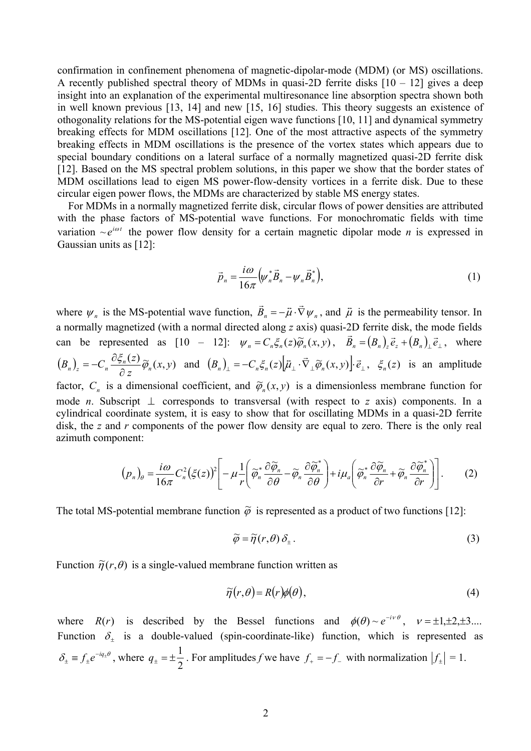confirmation in confinement phenomena of magnetic-dipolar-mode (MDM) (or MS) oscillations. A recently published spectral theory of MDMs in quasi-2D ferrite disks [10 – 12] gives a deep insight into an explanation of the experimental multiresonance line absorption spectra shown both in well known previous [13, 14] and new [15, 16] studies. This theory suggests an existence of othogonality relations for the MS-potential eigen wave functions [10, 11] and dynamical symmetry breaking effects for MDM oscillations [12]. One of the most attractive aspects of the symmetry breaking effects in MDM oscillations is the presence of the vortex states which appears due to special boundary conditions on a lateral surface of a normally magnetized quasi-2D ferrite disk [12]. Based on the MS spectral problem solutions, in this paper we show that the border states of MDM oscillations lead to eigen MS power-flow-density vortices in a ferrite disk. Due to these circular eigen power flows, the MDMs are characterized by stable MS energy states.

For MDMs in a normally magnetized ferrite disk, circular flows of power densities are attributed with the phase factors of MS-potential wave functions. For monochromatic fields with time variation $\sim e^{i\omega t}$ the power flow density for a certain magnetic dipolar mode $n$ is expressed in Gaussian units as [12]:

$$\vec{p}_n = \frac{i\omega}{16\pi}\left(\psi_n^* \vec{B}_n - \psi_n \vec{B}_n^*\right), \tag{1}$$

where $\psi_n$ is the MS-potential wave function, $\vec{B}_n = -\vec{\mu}\cdot\vec{\nabla}\psi_n$, and $\vec{\mu}$ is the permeability tensor. In a normally magnetized (with a normal directed along $z$ axis) quasi-2D ferrite disk, the mode fields can be represented as [10 – 12]: $\psi_n = C_n \xi_n(z)\tilde{\varphi}_n(x,y)$, $\vec{B}_n = (B_n)_z \vec{e}_z + (B_n)_\perp \vec{e}_\perp$, where $(B_n)_z = -C_n \frac{\partial \xi_n(z)}{\partial z}\tilde{\varphi}_n(x,y)$ and $(B_n)_\perp = -C_n \xi_n(z)\left[\vec{\mu}_\perp \cdot \vec{\nabla}_\perp \tilde{\varphi}_n(x,y)\right]\cdot \vec{e}_\perp$, $\xi_n(z)$ is an amplitude factor, $C_n$ is a dimensional coefficient, and $\tilde{\varphi}_n(x,y)$ is a dimensionless membrane function for mode $n$. Subscript $\perp$ corresponds to transversal (with respect to $z$ axis) components. In a cylindrical coordinate system, it is easy to show that for oscillating MDMs in a quasi-2D ferrite disk, the $z$ and $r$ components of the power flow density are equal to zero. There is the only real azimuth component:

$$(p_n)_\theta = \frac{i\omega}{16\pi}C_n^2(\xi(z))^2\left[-\mu\frac{1}{r}\left(\tilde{\varphi}_n^*\frac{\partial\tilde{\varphi}_n}{\partial\theta} - \tilde{\varphi}_n\frac{\partial\tilde{\varphi}_n^*}{\partial\theta}\right) + i\mu_a\left(\tilde{\varphi}_n^*\frac{\partial\tilde{\varphi}_n}{\partial r} + \tilde{\varphi}_n\frac{\partial\tilde{\varphi}_n^*}{\partial r}\right)\right]. \tag{2}$$

The total MS-potential membrane function $\tilde{\varphi}$ is represented as a product of two functions [12]:

$$\tilde{\varphi} = \tilde{\eta}(r,\theta)\,\delta_\pm . \tag{3}$$

Function $\tilde{\eta}(r,\theta)$ is a single-valued membrane function written as

$$\tilde{\eta}(r,\theta) = R(r)\phi(\theta), \tag{4}$$

where $R(r)$ is described by the Bessel functions and $\phi(\theta) \sim e^{-i\nu\theta}$, $\nu = \pm1, \pm2, \pm3....$ Function $\delta_\pm$ is a double-valued (spin-coordinate-like) function, which is represented as $\delta_\pm \equiv f_\pm e^{-iq_\pm\theta}$, where $q_\pm = \pm\frac{1}{2}$. For amplitudes $f$ we have $f_+ = -f_-$ with normalization $|f_\pm| = 1$.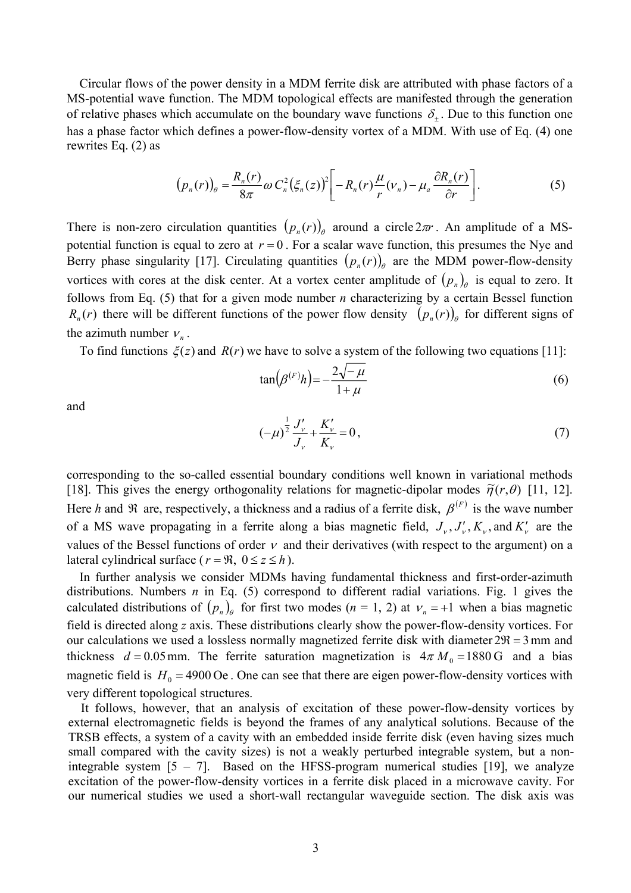Circular flows of the power density in a MDM ferrite disk are attributed with phase factors of a MS-potential wave function. The MDM topological effects are manifested through the generation of relative phases which accumulate on the boundary wave functions $\delta_{\pm}$. Due to this function one has a phase factor which defines a power-flow-density vortex of a MDM. With use of Eq. (4) one rewrites Eq. (2) as

$$\left(p_n(r)\right)_\theta = \frac{R_n(r)}{8\pi}\omega\, C_n^2 \left(\xi_n(z)\right)^2 \left[ -R_n(r)\frac{\mu}{r}(\nu_n) - \mu_a \frac{\partial R_n(r)}{\partial r} \right]. \tag{5}$$

There is non-zero circulation quantities $\left(p_n(r)\right)_\theta$ around a circle $2\pi r$. An amplitude of a MS-potential function is equal to zero at $r = 0$. For a scalar wave function, this presumes the Nye and Berry phase singularity [17]. Circulating quantities $\left(p_n(r)\right)_\theta$ are the MDM power-flow-density vortices with cores at the disk center. At a vortex center amplitude of $\left(p_n\right)_\theta$ is equal to zero. It follows from Eq. (5) that for a given mode number *n* characterizing by a certain Bessel function $R_n(r)$ there will be different functions of the power flow density $\left(p_n(r)\right)_\theta$ for different signs of the azimuth number $\nu_n$.

To find functions $\xi(z)$ and $R(r)$ we have to solve a system of the following two equations [11]:

$$\tan\left(\beta^{(F)} h\right) = -\frac{2\sqrt{-\mu}}{1+\mu} \tag{6}$$

and

$$(-\mu)^{\frac{1}{2}} \frac{J'_\nu}{J_\nu} + \frac{K'_\nu}{K_\nu} = 0, \tag{7}$$

corresponding to the so-called essential boundary conditions well known in variational methods [18]. This gives the energy orthogonality relations for magnetic-dipolar modes $\tilde{\eta}(r,\theta)$ [11, 12]. Here *h* and $\Re$ are, respectively, a thickness and a radius of a ferrite disk, $\beta^{(F)}$ is the wave number of a MS wave propagating in a ferrite along a bias magnetic field, $J_\nu, J'_\nu, K_\nu$, and $K'_\nu$ are the values of the Bessel functions of order $\nu$ and their derivatives (with respect to the argument) on a lateral cylindrical surface ($r = \Re,\ 0 \le z \le h$).

In further analysis we consider MDMs having fundamental thickness and first-order-azimuth distributions. Numbers *n* in Eq. (5) correspond to different radial variations. Fig. 1 gives the calculated distributions of $\left(p_n\right)_\theta$ for first two modes (*n* = 1, 2) at $\nu_n = +1$ when a bias magnetic field is directed along *z* axis. These distributions clearly show the power-flow-density vortices. For our calculations we used a lossless normally magnetized ferrite disk with diameter $2\Re = 3$ mm and thickness $d = 0.05$ mm. The ferrite saturation magnetization is $4\pi M_0 = 1880$ G and a bias magnetic field is $H_0 = 4900$ Oe. One can see that there are eigen power-flow-density vortices with very different topological structures.

It follows, however, that an analysis of excitation of these power-flow-density vortices by external electromagnetic fields is beyond the frames of any analytical solutions. Because of the TRSB effects, a system of a cavity with an embedded inside ferrite disk (even having sizes much small compared with the cavity sizes) is not a weakly perturbed integrable system, but a non-integrable system [5 – 7]. Based on the HFSS-program numerical studies [19], we analyze excitation of the power-flow-density vortices in a ferrite disk placed in a microwave cavity. For our numerical studies we used a short-wall rectangular waveguide section. The disk axis was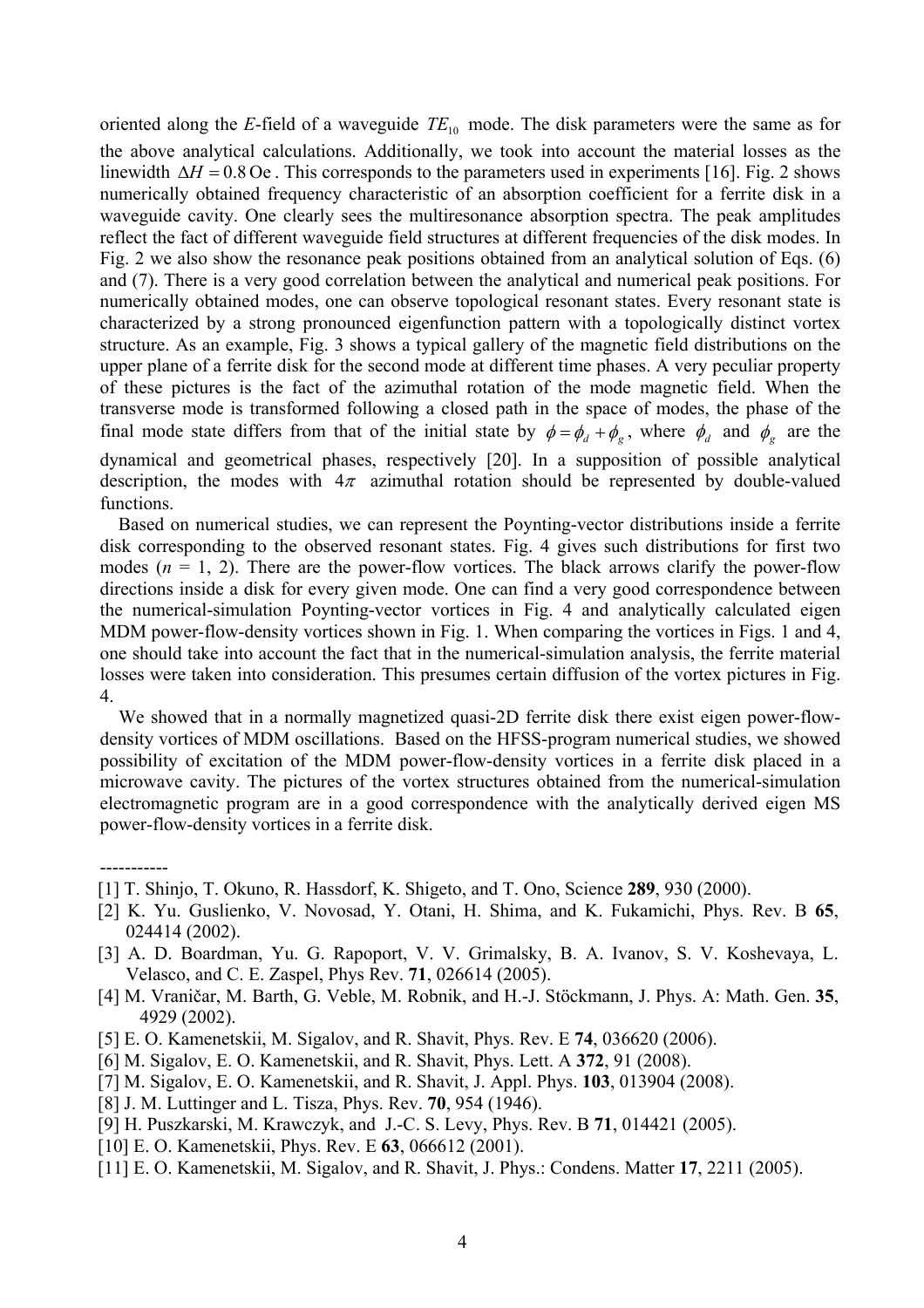oriented along the *E*-field of a waveguide $TE_{10}$ mode. The disk parameters were the same as for the above analytical calculations. Additionally, we took into account the material losses as the linewidth $\Delta H = 0.8\,\mathrm{Oe}$. This corresponds to the parameters used in experiments [16]. Fig. 2 shows numerically obtained frequency characteristic of an absorption coefficient for a ferrite disk in a waveguide cavity. One clearly sees the multiresonance absorption spectra. The peak amplitudes reflect the fact of different waveguide field structures at different frequencies of the disk modes. In Fig. 2 we also show the resonance peak positions obtained from an analytical solution of Eqs. (6) and (7). There is a very good correlation between the analytical and numerical peak positions. For numerically obtained modes, one can observe topological resonant states. Every resonant state is characterized by a strong pronounced eigenfunction pattern with a topologically distinct vortex structure. As an example, Fig. 3 shows a typical gallery of the magnetic field distributions on the upper plane of a ferrite disk for the second mode at different time phases. A very peculiar property of these pictures is the fact of the azimuthal rotation of the mode magnetic field. When the transverse mode is transformed following a closed path in the space of modes, the phase of the final mode state differs from that of the initial state by $\phi = \phi_d + \phi_g$, where $\phi_d$ and $\phi_g$ are the dynamical and geometrical phases, respectively [20]. In a supposition of possible analytical description, the modes with $4\pi$ azimuthal rotation should be represented by double-valued functions.

Based on numerical studies, we can represent the Poynting-vector distributions inside a ferrite disk corresponding to the observed resonant states. Fig. 4 gives such distributions for first two modes ($n$ = 1, 2). There are the power-flow vortices. The black arrows clarify the power-flow directions inside a disk for every given mode. One can find a very good correspondence between the numerical-simulation Poynting-vector vortices in Fig. 4 and analytically calculated eigen MDM power-flow-density vortices shown in Fig. 1. When comparing the vortices in Figs. 1 and 4, one should take into account the fact that in the numerical-simulation analysis, the ferrite material losses were taken into consideration. This presumes certain diffusion of the vortex pictures in Fig. 4.

We showed that in a normally magnetized quasi-2D ferrite disk there exist eigen power-flow-density vortices of MDM oscillations. Based on the HFSS-program numerical studies, we showed possibility of excitation of the MDM power-flow-density vortices in a ferrite disk placed in a microwave cavity. The pictures of the vortex structures obtained from the numerical-simulation electromagnetic program are in a good correspondence with the analytically derived eigen MS power-flow-density vortices in a ferrite disk.

-----------

[1] T. Shinjo, T. Okuno, R. Hassdorf, K. Shigeto, and T. Ono, Science **289**, 930 (2000).

[2] K. Yu. Guslienko, V. Novosad, Y. Otani, H. Shima, and K. Fukamichi, Phys. Rev. B **65**, 024414 (2002).

[3] A. D. Boardman, Yu. G. Rapoport, V. V. Grimalsky, B. A. Ivanov, S. V. Koshevaya, L. Velasco, and C. E. Zaspel, Phys Rev. **71**, 026614 (2005).

[4] M. Vraničar, M. Barth, G. Veble, M. Robnik, and H.-J. Stöckmann, J. Phys. A: Math. Gen. **35**, 4929 (2002).

[5] E. O. Kamenetskii, M. Sigalov, and R. Shavit, Phys. Rev. E **74**, 036620 (2006).

[6] M. Sigalov, E. O. Kamenetskii, and R. Shavit, Phys. Lett. A **372**, 91 (2008).

[7] M. Sigalov, E. O. Kamenetskii, and R. Shavit, J. Appl. Phys. **103**, 013904 (2008).

[8] J. M. Luttinger and L. Tisza, Phys. Rev. **70**, 954 (1946).

[9] H. Puszkarski, M. Krawczyk, and J.-C. S. Levy, Phys. Rev. B **71**, 014421 (2005).

[10] E. O. Kamenetskii, Phys. Rev. E **63**, 066612 (2001).

[11] E. O. Kamenetskii, M. Sigalov, and R. Shavit, J. Phys.: Condens. Matter **17**, 2211 (2005).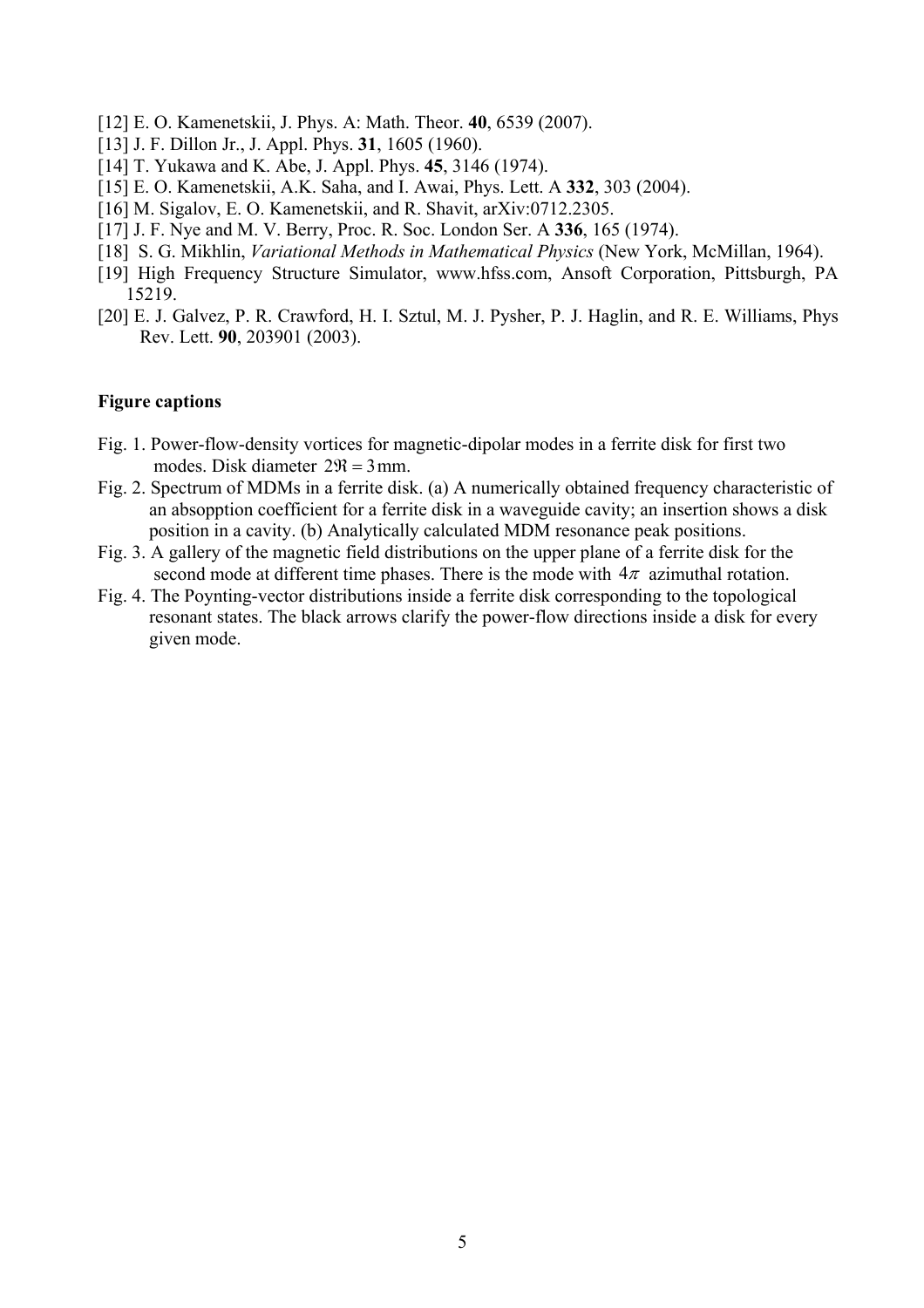[12] E. O. Kamenetskii, J. Phys. A: Math. Theor. **40**, 6539 (2007).
[13] J. F. Dillon Jr., J. Appl. Phys. **31**, 1605 (1960).
[14] T. Yukawa and K. Abe, J. Appl. Phys. **45**, 3146 (1974).
[15] E. O. Kamenetskii, A.K. Saha, and I. Awai, Phys. Lett. A **332**, 303 (2004).
[16] M. Sigalov, E. O. Kamenetskii, and R. Shavit, arXiv:0712.2305.
[17] J. F. Nye and M. V. Berry, Proc. R. Soc. London Ser. A **336**, 165 (1974).
[18] S. G. Mikhlin, *Variational Methods in Mathematical Physics* (New York, McMillan, 1964).
[19] High Frequency Structure Simulator, www.hfss.com, Ansoft Corporation, Pittsburgh, PA 15219.
[20] E. J. Galvez, P. R. Crawford, H. I. Sztul, M. J. Pysher, P. J. Haglin, and R. E. Williams, Phys Rev. Lett. **90**, 203901 (2003).

**Figure captions**

Fig. 1. Power-flow-density vortices for magnetic-dipolar modes in a ferrite disk for first two modes. Disk diameter $2\Re = 3\,\text{mm}$.

Fig. 2. Spectrum of MDMs in a ferrite disk. (a) A numerically obtained frequency characteristic of an absopption coefficient for a ferrite disk in a waveguide cavity; an insertion shows a disk position in a cavity. (b) Analytically calculated MDM resonance peak positions.

Fig. 3. A gallery of the magnetic field distributions on the upper plane of a ferrite disk for the second mode at different time phases. There is the mode with $4\pi$ azimuthal rotation.

Fig. 4. The Poynting-vector distributions inside a ferrite disk corresponding to the topological resonant states. The black arrows clarify the power-flow directions inside a disk for every given mode.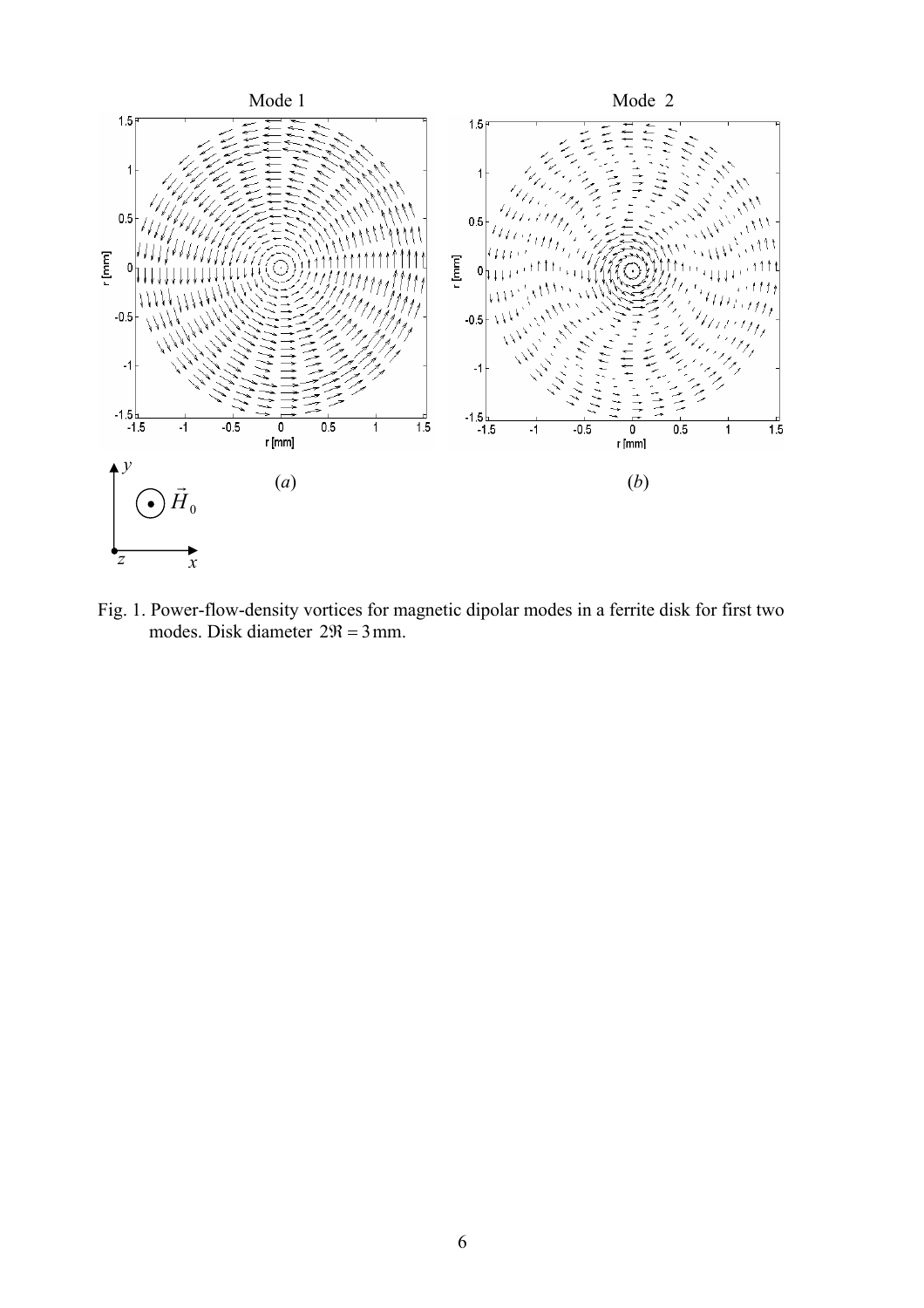Fig. 1. Power-flow-density vortices for magnetic dipolar modes in a ferrite disk for first two modes. Disk diameter $2\Re = 3\,\text{mm}$.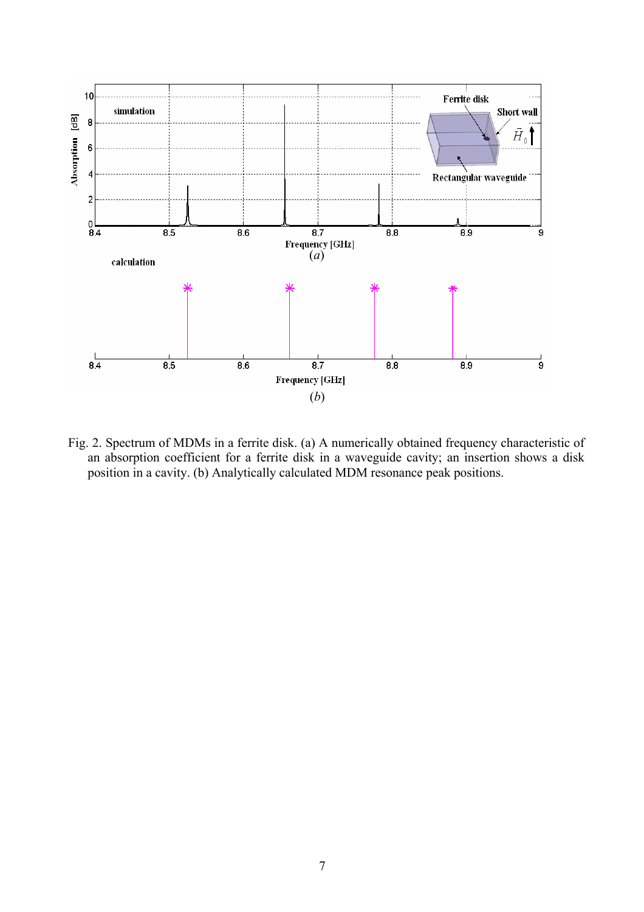Fig. 2. Spectrum of MDMs in a ferrite disk. (a) A numerically obtained frequency characteristic of an absorption coefficient for a ferrite disk in a waveguide cavity; an insertion shows a disk position in a cavity. (b) Analytically calculated MDM resonance peak positions.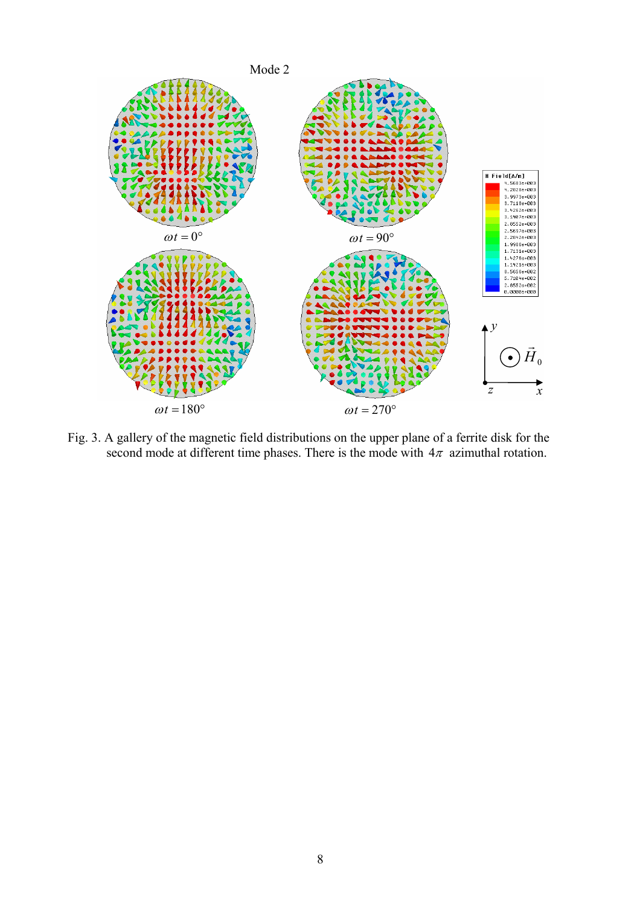Fig. 3. A gallery of the magnetic field distributions on the upper plane of a ferrite disk for the second mode at different time phases. There is the mode with $4\pi$ azimuthal rotation.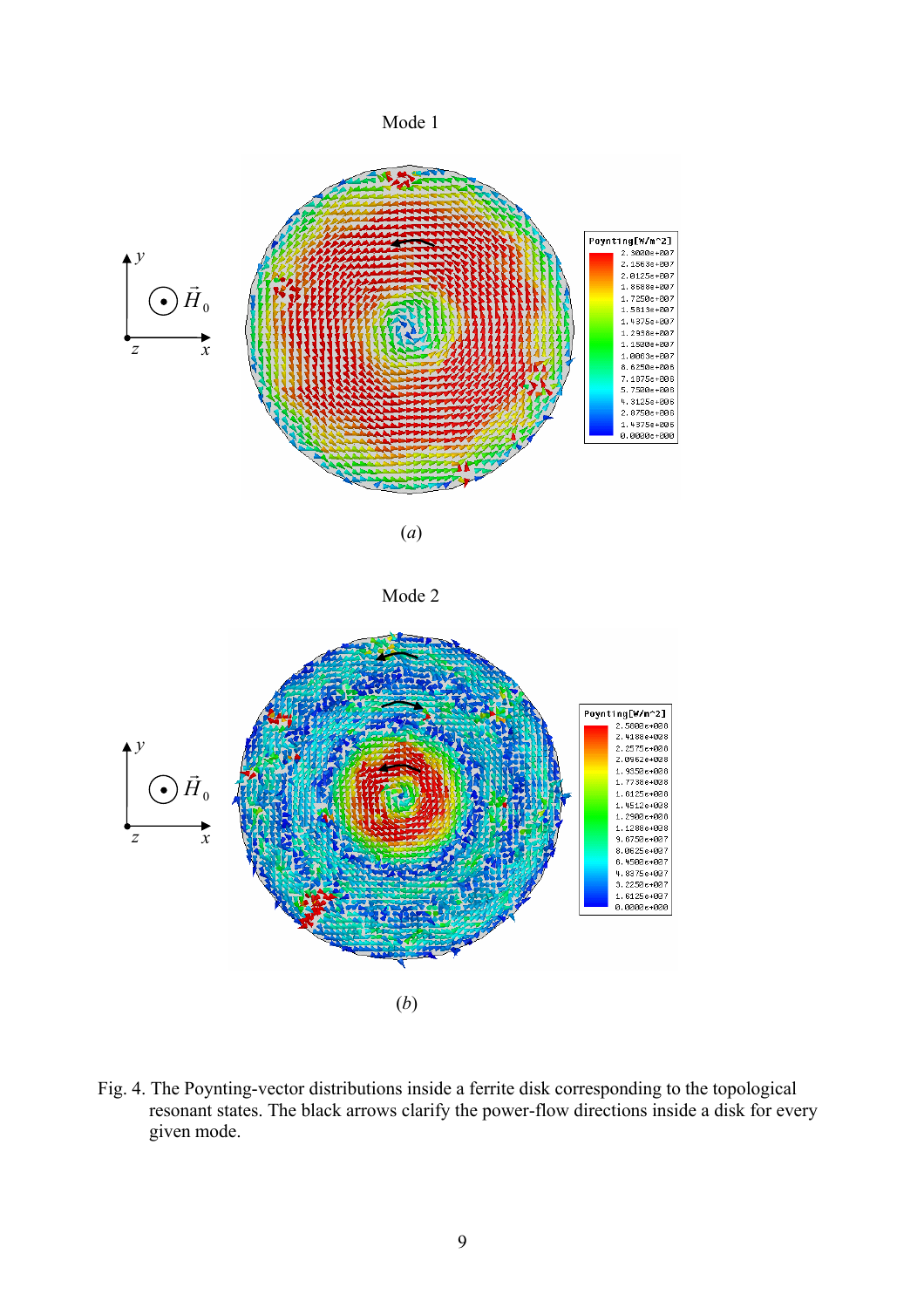Mode 1

(*a*)

Mode 2

(*b*)

Fig. 4. The Poynting-vector distributions inside a ferrite disk corresponding to the topological resonant states. The black arrows clarify the power-flow directions inside a disk for every given mode.